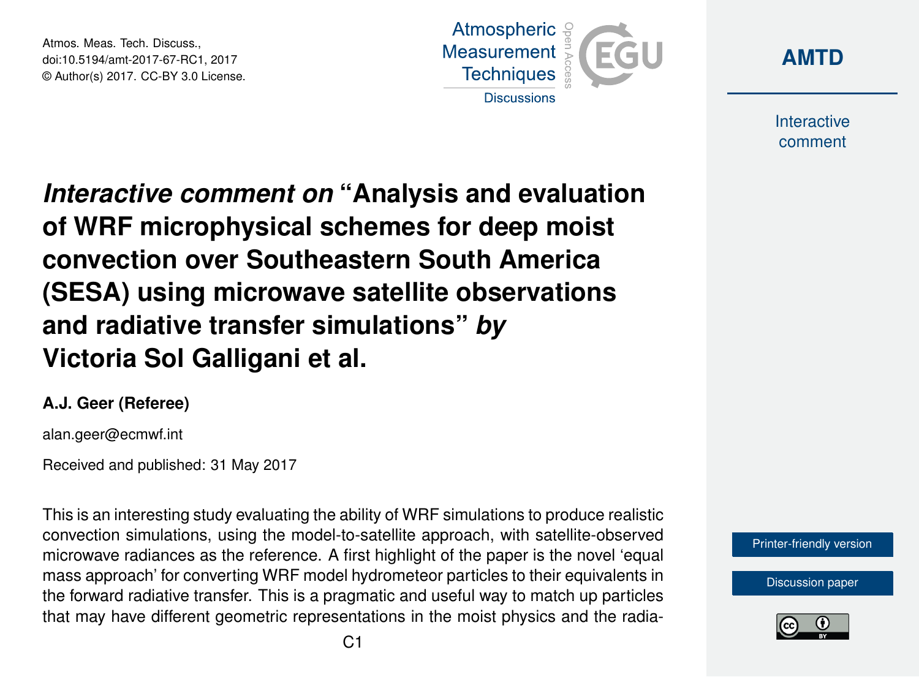# *Interactive comment on* "Analysis and evaluation of WRF microphysical schemes for deep moist convection over Southeastern South America (SESA) using microwave satellite observations and radiative transfer simulations" *by* Victoria Sol Galligani et al.

**A.J. Geer (Referee)**

alan.geer@ecmwf.int

Received and published: 31 May 2017

This is an interesting study evaluating the ability of WRF simulations to produce realistic convection simulations, using the model-to-satellite approach, with satellite-observed microwave radiances as the reference. A first highlight of the paper is the novel 'equal mass approach' for converting WRF model hydrometeor particles to their equivalents in the forward radiative transfer. This is a pragmatic and useful way to match up particles that may have different geometric representations in the moist physics and the radia-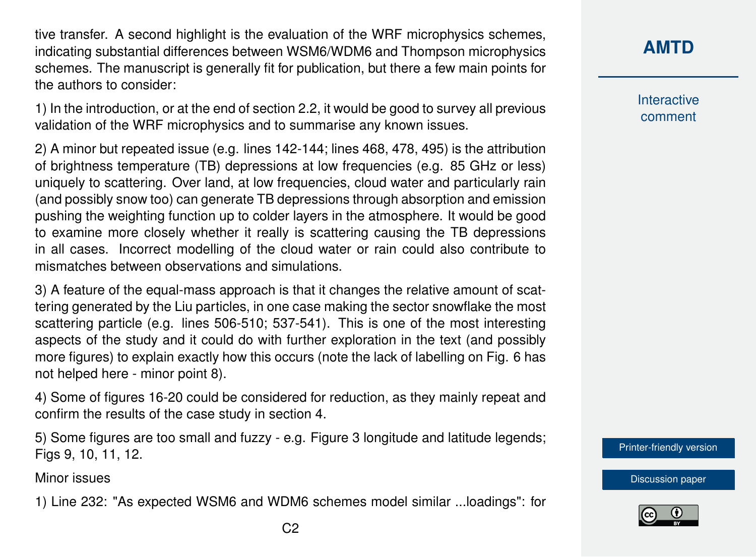tive transfer. A second highlight is the evaluation of the WRF microphysics schemes, indicating substantial differences between WSM6/WDM6 and Thompson microphysics schemes. The manuscript is generally fit for publication, but there a few main points for the authors to consider:

1) In the introduction, or at the end of section 2.2, it would be good to survey all previous validation of the WRF microphysics and to summarise any known issues.

2) A minor but repeated issue (e.g. lines 142-144; lines 468, 478, 495) is the attribution of brightness temperature (TB) depressions at low frequencies (e.g. 85 GHz or less) uniquely to scattering. Over land, at low frequencies, cloud water and particularly rain (and possibly snow too) can generate TB depressions through absorption and emission pushing the weighting function up to colder layers in the atmosphere. It would be good to examine more closely whether it really is scattering causing the TB depressions in all cases. Incorrect modelling of the cloud water or rain could also contribute to mismatches between observations and simulations.

3) A feature of the equal-mass approach is that it changes the relative amount of scattering generated by the Liu particles, in one case making the sector snowflake the most scattering particle (e.g. lines 506-510; 537-541). This is one of the most interesting aspects of the study and it could do with further exploration in the text (and possibly more figures) to explain exactly how this occurs (note the lack of labelling on Fig. 6 has not helped here - minor point 8).

4) Some of figures 16-20 could be considered for reduction, as they mainly repeat and confirm the results of the case study in section 4.

5) Some figures are too small and fuzzy - e.g. Figure 3 longitude and latitude legends; Figs 9, 10, 11, 12.

Minor issues

1) Line 232: "As expected WSM6 and WDM6 schemes model similar ...loadings": for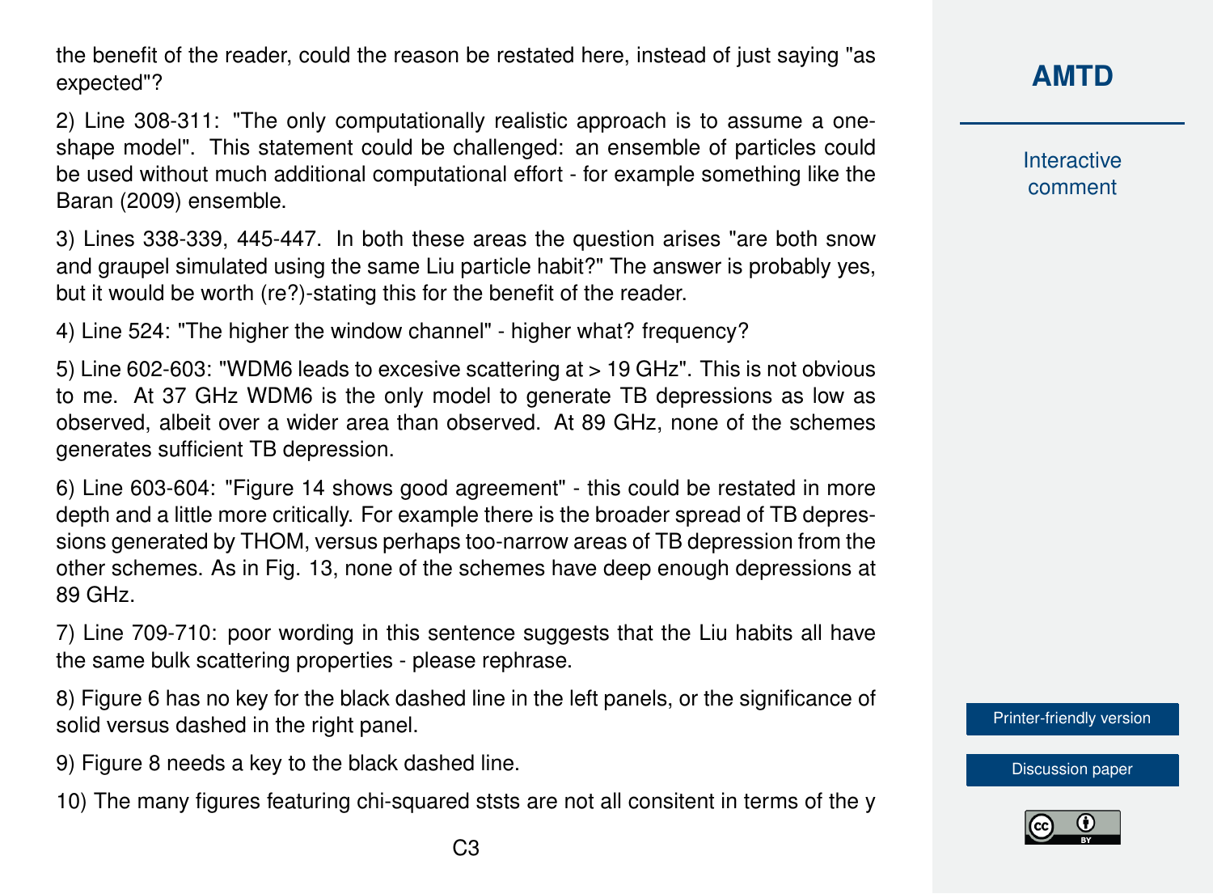the benefit of the reader, could the reason be restated here, instead of just saying "as expected"?

2) Line 308-311: "The only computationally realistic approach is to assume a one-shape model". This statement could be challenged: an ensemble of particles could be used without much additional computational effort - for example something like the Baran (2009) ensemble.

3) Lines 338-339, 445-447. In both these areas the question arises "are both snow and graupel simulated using the same Liu particle habit?" The answer is probably yes, but it would be worth (re?)-stating this for the benefit of the reader.

4) Line 524: "The higher the window channel" - higher what? frequency?

5) Line 602-603: "WDM6 leads to excesive scattering at > 19 GHz". This is not obvious to me. At 37 GHz WDM6 is the only model to generate TB depressions as low as observed, albeit over a wider area than observed. At 89 GHz, none of the schemes generates sufficient TB depression.

6) Line 603-604: "Figure 14 shows good agreement" - this could be restated in more depth and a little more critically. For example there is the broader spread of TB depressions generated by THOM, versus perhaps too-narrow areas of TB depression from the other schemes. As in Fig. 13, none of the schemes have deep enough depressions at 89 GHz.

7) Line 709-710: poor wording in this sentence suggests that the Liu habits all have the same bulk scattering properties - please rephrase.

8) Figure 6 has no key for the black dashed line in the left panels, or the significance of solid versus dashed in the right panel.

9) Figure 8 needs a key to the black dashed line.

10) The many figures featuring chi-squared ststs are not all consitent in terms of the y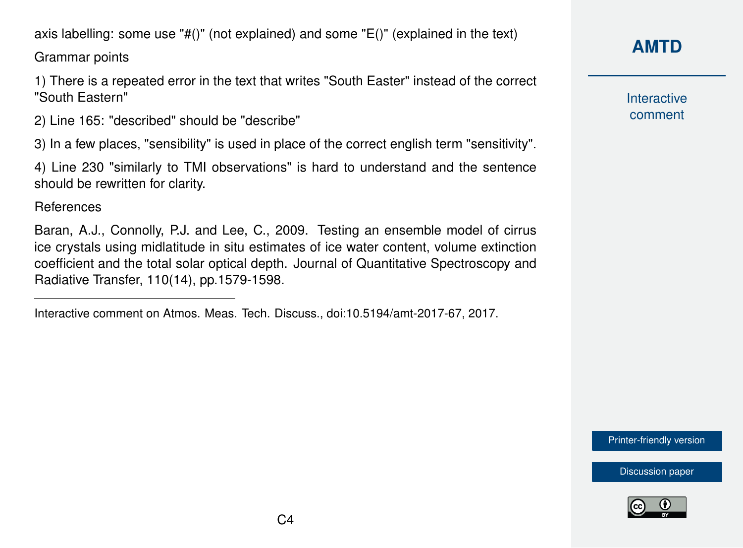axis labelling: some use "#()" (not explained) and some "E()" (explained in the text)

Grammar points

1) There is a repeated error in the text that writes "South Easter" instead of the correct "South Eastern"

2) Line 165: "described" should be "describe"

3) In a few places, "sensibility" is used in place of the correct english term "sensitivity".

4) Line 230 "similarly to TMI observations" is hard to understand and the sentence should be rewritten for clarity.

References

Baran, A.J., Connolly, P.J. and Lee, C., 2009. Testing an ensemble model of cirrus ice crystals using midlatitude in situ estimates of ice water content, volume extinction coefficient and the total solar optical depth. Journal of Quantitative Spectroscopy and Radiative Transfer, 110(14), pp.1579-1598.

---

Interactive comment on Atmos. Meas. Tech. Discuss., doi:10.5194/amt-2017-67, 2017.